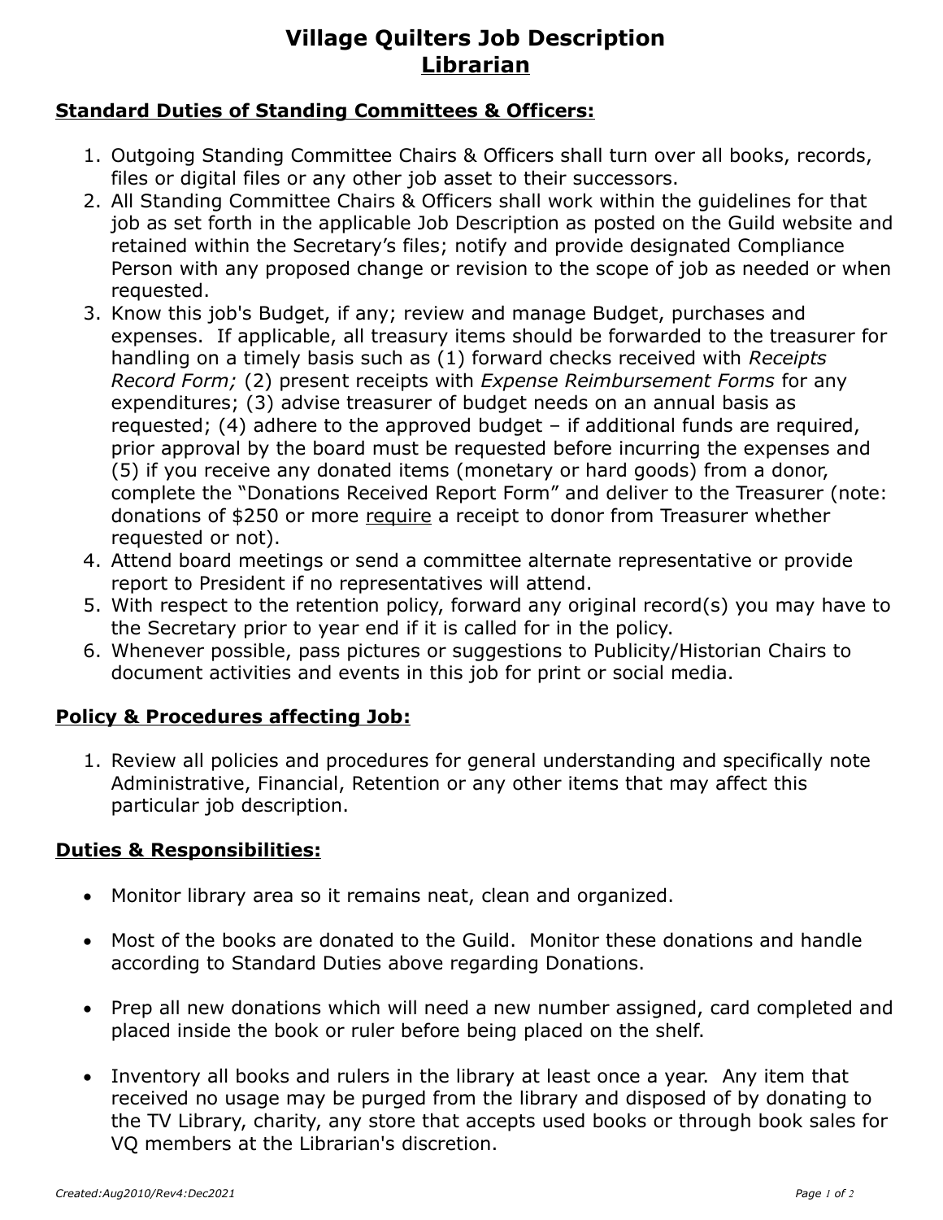# Village Quilters Job Description
## Librarian

### Standard Duties of Standing Committees & Officers:

1. Outgoing Standing Committee Chairs & Officers shall turn over all books, records, files or digital files or any other job asset to their successors.
2. All Standing Committee Chairs & Officers shall work within the guidelines for that job as set forth in the applicable Job Description as posted on the Guild website and retained within the Secretary's files; notify and provide designated Compliance Person with any proposed change or revision to the scope of job as needed or when requested.
3. Know this job's Budget, if any; review and manage Budget, purchases and expenses. If applicable, all treasury items should be forwarded to the treasurer for handling on a timely basis such as (1) forward checks received with *Receipts Record Form;* (2) present receipts with *Expense Reimbursement Forms* for any expenditures; (3) advise treasurer of budget needs on an annual basis as requested; (4) adhere to the approved budget – if additional funds are required, prior approval by the board must be requested before incurring the expenses and (5) if you receive any donated items (monetary or hard goods) from a donor, complete the "Donations Received Report Form" and deliver to the Treasurer (note: donations of $250 or more <u>require</u> a receipt to donor from Treasurer whether requested or not).
4. Attend board meetings or send a committee alternate representative or provide report to President if no representatives will attend.
5. With respect to the retention policy, forward any original record(s) you may have to the Secretary prior to year end if it is called for in the policy.
6. Whenever possible, pass pictures or suggestions to Publicity/Historian Chairs to document activities and events in this job for print or social media.

### Policy & Procedures affecting Job:

1. Review all policies and procedures for general understanding and specifically note Administrative, Financial, Retention or any other items that may affect this particular job description.

### Duties & Responsibilities:

- Monitor library area so it remains neat, clean and organized.
- Most of the books are donated to the Guild. Monitor these donations and handle according to Standard Duties above regarding Donations.
- Prep all new donations which will need a new number assigned, card completed and placed inside the book or ruler before being placed on the shelf.
- Inventory all books and rulers in the library at least once a year. Any item that received no usage may be purged from the library and disposed of by donating to the TV Library, charity, any store that accepts used books or through book sales for VQ members at the Librarian's discretion.

*Created:Aug2010/Rev4:Dec2021*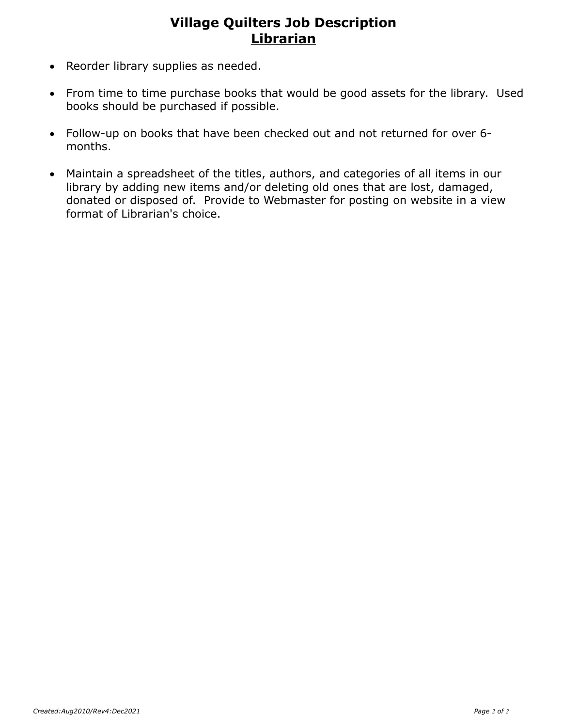# Village Quilters Job Description
## Librarian

- Reorder library supplies as needed.
- From time to time purchase books that would be good assets for the library. Used books should be purchased if possible.
- Follow-up on books that have been checked out and not returned for over 6-months.
- Maintain a spreadsheet of the titles, authors, and categories of all items in our library by adding new items and/or deleting old ones that are lost, damaged, donated or disposed of. Provide to Webmaster for posting on website in a view format of Librarian's choice.